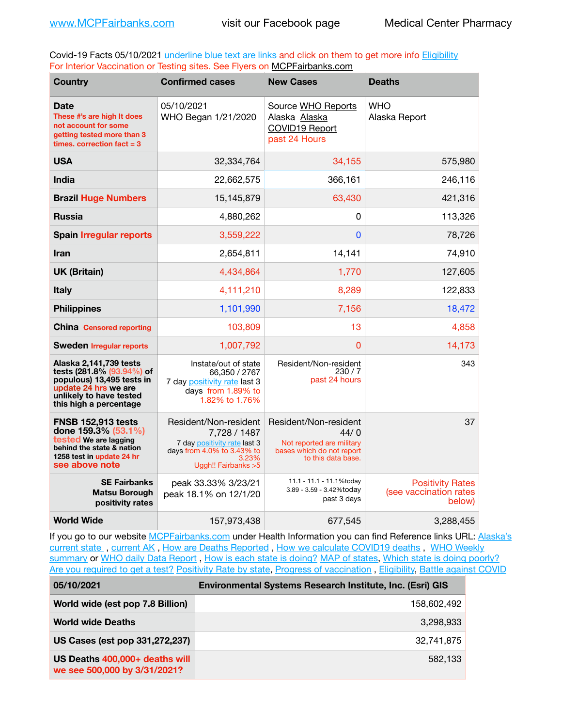www.MCPFairbanks.com visit our Facebook page Medical Center Pharmacy

Covid-19 Facts 05/10/2021 underline blue text are links and click on them to get more info Eligibility
For Interior Vaccination or Testing sites. See Flyers on MCPFairbanks.com

| Country | Confirmed cases | New Cases | Deaths |
|---|---|---|---|
| **Date** These #'s are high It does not account for some getting tested more than 3 times. correction fact = 3 | 05/10/2021 WHO Began 1/21/2020 | Source WHO Reports Alaska Alaska COVID19 Report past 24 Hours | WHO Alaska Report |
| **USA** | 32,334,764 | 34,155 | 575,980 |
| **India** | 22,662,575 | 366,161 | 246,116 |
| **Brazil Huge Numbers** | 15,145,879 | 63,430 | 421,316 |
| **Russia** | 4,880,262 | 0 | 113,326 |
| **Spain Irregular reports** | 3,559,222 | 0 | 78,726 |
| **Iran** | 2,654,811 | 14,141 | 74,910 |
| **UK (Britain)** | 4,434,864 | 1,770 | 127,605 |
| **Italy** | 4,111,210 | 8,289 | 122,833 |
| **Philippines** | 1,101,990 | 7,156 | 18,472 |
| **China Censored reporting** | 103,809 | 13 | 4,858 |
| **Sweden Irregular reports** | 1,007,792 | 0 | 14,173 |
| **Alaska 2,141,739 tests (281.8% (93.94%) of populous) 13,495 tests in update 24 hrs we are unlikely to have tested this high a percentage** | Instate/out of state 66,350 / 2767 7 day positivity rate last 3 days from 1.89% to 1.82% to 1.76% | Resident/Non-resident 230 / 7 past 24 hours | 343 |
| **FNSB 152,913 tests done 159.3% (53.1%) tested We are lagging behind the state & nation 1258 test in update 24 hr see above note** | Resident/Non-resident 7,728 / 1487 7 day positivity rate last 3 days from 4.0% to 3.43% to 3.23% Uggh!! Fairbanks >5 | Resident/Non-resident 44/ 0 Not reported are military bases which do not report to this data base. | 37 |
| **SE Fairbanks Matsu Borough positivity rates** | peak 33.33% 3/23/21 peak 18.1% on 12/1/20 | 11.1 - 11.1 - 11.1%today 3.89 - 3.59 - 3.42%today past 3 days | Positivity Rates (see vaccination rates below) |
| **World Wide** | 157,973,438 | 677,545 | 3,288,455 |

If you go to our website MCPFairbanks.com under Health Information you can find Reference links URL: Alaska's current state , current AK , How are Deaths Reported , How we calculate COVID19 deaths , WHO Weekly summary or WHO daily Data Report , How is each state is doing? MAP of states, Which state is doing poorly? Are you required to get a test? Positivity Rate by state, Progress of vaccination , Eligibility, Battle against COVID

| 05/10/2021 | Environmental Systems Research Institute, Inc. (Esri) GIS |
|---|---|
| **World wide (est pop 7.8 Billion)** | 158,602,492 |
| **World wide Deaths** | 3,298,933 |
| **US Cases (est pop 331,272,237)** | 32,741,875 |
| **US Deaths 400,000+ deaths will we see 500,000 by 3/31/2021?** | 582,133 |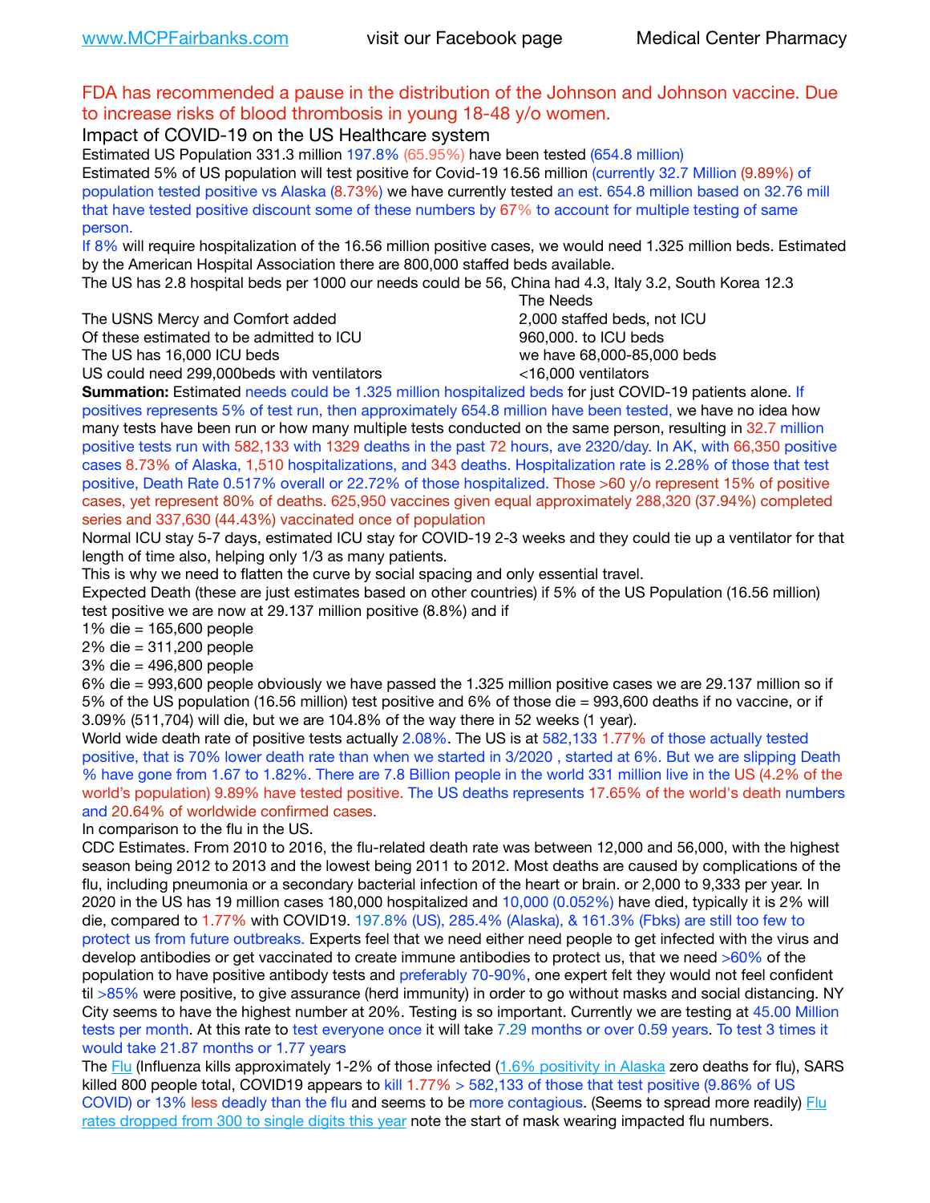FDA has recommended a pause in the distribution of the Johnson and Johnson vaccine. Due to increase risks of blood thrombosis in young 18-48 y/o women.

## Impact of COVID-19 on the US Healthcare system

Estimated US Population 331.3 million 197.8% (65.95%) have been tested (654.8 million)

Estimated 5% of US population will test positive for Covid-19 16.56 million (currently 32.7 Million (9.89%) of population tested positive vs Alaska (8.73%) we have currently tested an est. 654.8 million based on 32.76 mill that have tested positive discount some of these numbers by 67% to account for multiple testing of same person.

If 8% will require hospitalization of the 16.56 million positive cases, we would need 1.325 million beds. Estimated by the American Hospital Association there are 800,000 staffed beds available.

The US has 2.8 hospital beds per 1000 our needs could be 56, China had 4.3, Italy 3.2, South Korea 12.3

| | The Needs |
|---|---|
| The USNS Mercy and Comfort added | 2,000 staffed beds, not ICU |
| Of these estimated to be admitted to ICU | 960,000. to ICU beds |
| The US has 16,000 ICU beds | we have 68,000-85,000 beds |
| US could need 299,000beds with ventilators | <16,000 ventilators |

**Summation:** Estimated needs could be 1.325 million hospitalized beds for just COVID-19 patients alone. If positives represents 5% of test run, then approximately 654.8 million have been tested, we have no idea how many tests have been run or how many multiple tests conducted on the same person, resulting in 32.7 million positive tests run with 582,133 with 1329 deaths in the past 72 hours, ave 2320/day. In AK, with 66,350 positive cases 8.73% of Alaska, 1,510 hospitalizations, and 343 deaths. Hospitalization rate is 2.28% of those that test positive, Death Rate 0.517% overall or 22.72% of those hospitalized. Those >60 y/o represent 15% of positive cases, yet represent 80% of deaths. 625,950 vaccines given equal approximately 288,320 (37.94%) completed series and 337,630 (44.43%) vaccinated once of population

Normal ICU stay 5-7 days, estimated ICU stay for COVID-19 2-3 weeks and they could tie up a ventilator for that length of time also, helping only 1/3 as many patients.

This is why we need to flatten the curve by social spacing and only essential travel.

Expected Death (these are just estimates based on other countries) if 5% of the US Population (16.56 million) test positive we are now at 29.137 million positive (8.8%) and if

1% die = 165,600 people

2% die = 311,200 people

3% die = 496,800 people

6% die = 993,600 people obviously we have passed the 1.325 million positive cases we are 29.137 million so if 5% of the US population (16.56 million) test positive and 6% of those die = 993,600 deaths if no vaccine, or if 3.09% (511,704) will die, but we are 104.8% of the way there in 52 weeks (1 year).

World wide death rate of positive tests actually 2.08%. The US is at 582,133 1.77% of those actually tested positive, that is 70% lower death rate than when we started in 3/2020 , started at 6%. But we are slipping Death % have gone from 1.67 to 1.82%. There are 7.8 Billion people in the world 331 million live in the US (4.2% of the world's population) 9.89% have tested positive. The US deaths represents 17.65% of the world's death numbers and 20.64% of worldwide confirmed cases.

In comparison to the flu in the US.

CDC Estimates. From 2010 to 2016, the flu-related death rate was between 12,000 and 56,000, with the highest season being 2012 to 2013 and the lowest being 2011 to 2012. Most deaths are caused by complications of the flu, including pneumonia or a secondary bacterial infection of the heart or brain. or 2,000 to 9,333 per year. In 2020 in the US has 19 million cases 180,000 hospitalized and 10,000 (0.052%) have died, typically it is 2% will die, compared to 1.77% with COVID19. 197.8% (US), 285.4% (Alaska), & 161.3% (Fbks) are still too few to protect us from future outbreaks. Experts feel that we need either need people to get infected with the virus and develop antibodies or get vaccinated to create immune antibodies to protect us, that we need >60% of the population to have positive antibody tests and preferably 70-90%, one expert felt they would not feel confident til >85% were positive, to give assurance (herd immunity) in order to go without masks and social distancing. NY City seems to have the highest number at 20%. Testing is so important. Currently we are testing at 45.00 Million tests per month. At this rate to test everyone once it will take 7.29 months or over 0.59 years. To test 3 times it would take 21.87 months or 1.77 years

The Flu (Influenza kills approximately 1-2% of those infected (1.6% positivity in Alaska zero deaths for flu), SARS killed 800 people total, COVID19 appears to kill 1.77% > 582,133 of those that test positive (9.86% of US COVID) or 13% less deadly than the flu and seems to be more contagious. (Seems to spread more readily) Flu rates dropped from 300 to single digits this year note the start of mask wearing impacted flu numbers.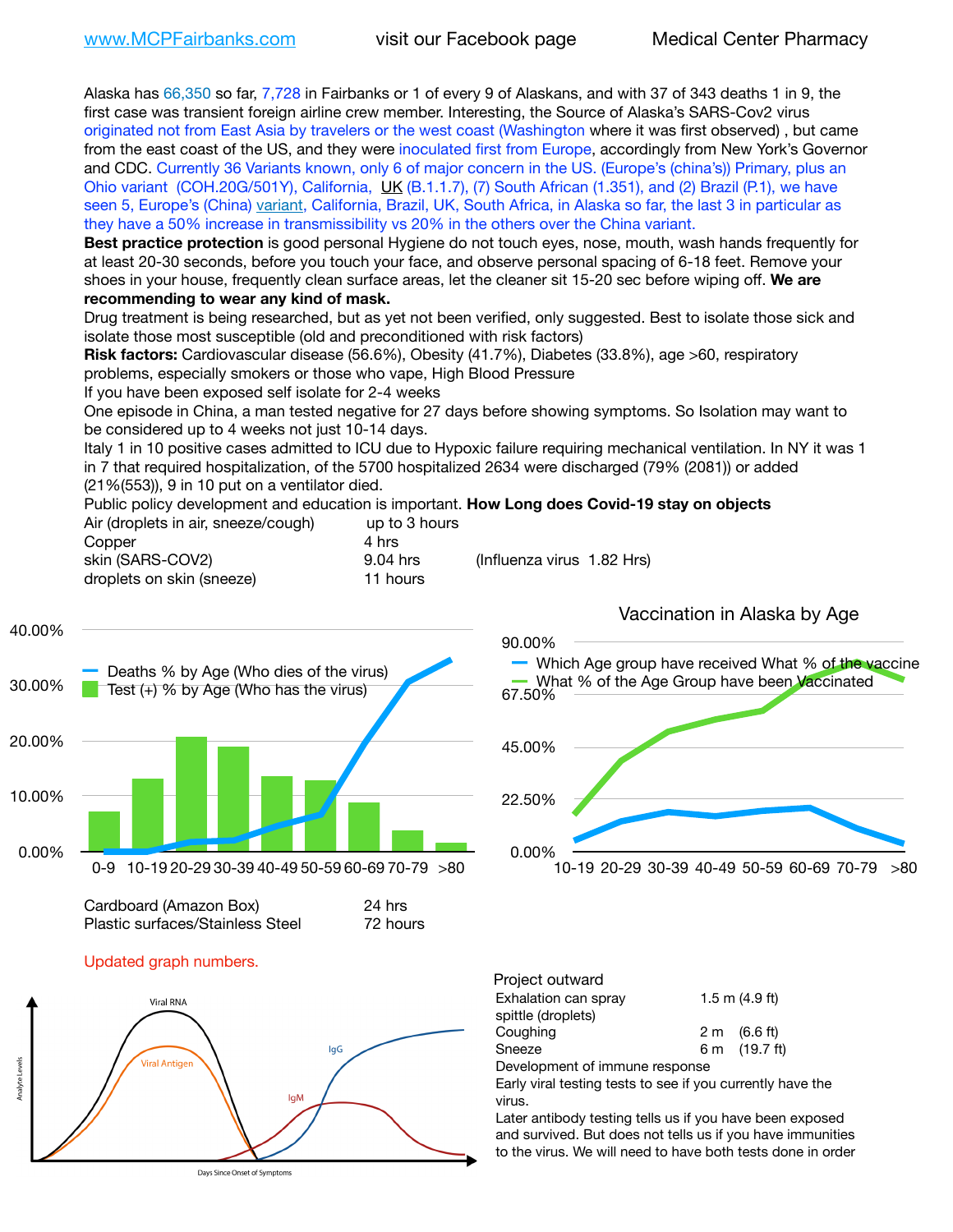www.MCPFairbanks.com visit our Facebook page Medical Center Pharmacy

Alaska has 66,350 so far, 7,728 in Fairbanks or 1 of every 9 of Alaskans, and with 37 of 343 deaths 1 in 9, the first case was transient foreign airline crew member. Interesting, the Source of Alaska's SARS-Cov2 virus originated not from East Asia by travelers or the west coast (Washington where it was first observed) , but came from the east coast of the US, and they were inoculated first from Europe, accordingly from New York's Governor and CDC. Currently 36 Variants known, only 6 of major concern in the US. (Europe's (china's)) Primary, plus an Ohio variant (COH.20G/501Y), California, UK (B.1.1.7), (7) South African (1.351), and (2) Brazil (P.1), we have seen 5, Europe's (China) variant, California, Brazil, UK, South Africa, in Alaska so far, the last 3 in particular as they have a 50% increase in transmissibility vs 20% in the others over the China variant.

**Best practice protection** is good personal Hygiene do not touch eyes, nose, mouth, wash hands frequently for at least 20-30 seconds, before you touch your face, and observe personal spacing of 6-18 feet. Remove your shoes in your house, frequently clean surface areas, let the cleaner sit 15-20 sec before wiping off. **We are recommending to wear any kind of mask.**

Drug treatment is being researched, but as yet not been verified, only suggested. Best to isolate those sick and isolate those most susceptible (old and preconditioned with risk factors)

**Risk factors:** Cardiovascular disease (56.6%), Obesity (41.7%), Diabetes (33.8%), age >60, respiratory problems, especially smokers or those who vape, High Blood Pressure

If you have been exposed self isolate for 2-4 weeks

One episode in China, a man tested negative for 27 days before showing symptoms. So Isolation may want to be considered up to 4 weeks not just 10-14 days.

Italy 1 in 10 positive cases admitted to ICU due to Hypoxic failure requiring mechanical ventilation. In NY it was 1 in 7 that required hospitalization, of the 5700 hospitalized 2634 were discharged (79% (2081)) or added (21%(553)), 9 in 10 put on a ventilator died.

Public policy development and education is important. **How Long does Covid-19 stay on objects**

| | | |
|---|---|---|
| Air (droplets in air, sneeze/cough) | up to 3 hours | |
| Copper | 4 hrs | |
| skin (SARS-COV2) | 9.04 hrs | (Influenza virus 1.82 Hrs) |
| droplets on skin (sneeze) | 11 hours | |
| Cardboard (Amazon Box) | 24 hrs | |
| Plastic surfaces/Stainless Steel | 72 hours | |

Deaths % by Age (Who dies of the virus)
Test (+) % by Age (Who has the virus)
0-9 10-19 20-29 30-39 40-49 50-59 60-69 70-79 >80

Vaccination in Alaska by Age

Which Age group have received What % of the vaccine
What % of the Age Group have been Vaccinated
10-19 20-29 30-39 40-49 50-59 60-69 70-79 >80

Updated graph numbers.

Viral RNA, Viral Antigen, IgM, IgG — Analyte Levels vs Days Since Onset of Symptoms

Project outward

| | |
|---|---|
| Exhalation can spray spittle (droplets) | 1.5 m (4.9 ft) |
| Coughing | 2 m (6.6 ft) |
| Sneeze | 6 m (19.7 ft) |

Development of immune response

Early viral testing tests to see if you currently have the virus.

Later antibody testing tells us if you have been exposed and survived. But does not tells us if you have immunities to the virus. We will need to have both tests done in order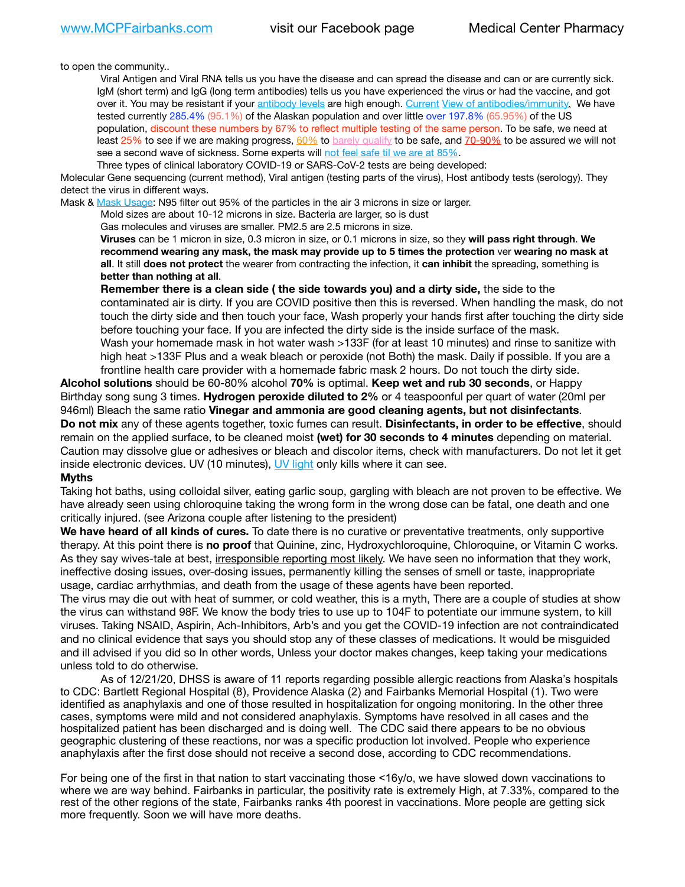to open the community..

Viral Antigen and Viral RNA tells us you have the disease and can spread the disease and can or are currently sick. IgM (short term) and IgG (long term antibodies) tells us you have experienced the virus or had the vaccine, and got over it. You may be resistant if your antibody levels are high enough. Current View of antibodies/immunity. We have tested currently 285.4% (95.1%) of the Alaskan population and over little over 197.8% (65.95%) of the US population, discount these numbers by 67% to reflect multiple testing of the same person. To be safe, we need at least 25% to see if we are making progress, 60% to barely qualify to be safe, and 70-90% to be assured we will not see a second wave of sickness. Some experts will not feel safe til we are at 85%.

Three types of clinical laboratory COVID-19 or SARS-CoV-2 tests are being developed:

Molecular Gene sequencing (current method), Viral antigen (testing parts of the virus), Host antibody tests (serology). They detect the virus in different ways.

Mask & Mask Usage: N95 filter out 95% of the particles in the air 3 microns in size or larger.

Mold sizes are about 10-12 microns in size. Bacteria are larger, so is dust

Gas molecules and viruses are smaller. PM2.5 are 2.5 microns in size.

**Viruses** can be 1 micron in size, 0.3 micron in size, or 0.1 microns in size, so they **will pass right through**. **We recommend wearing any mask, the mask may provide up to 5 times the protection** ver **wearing no mask at all**. It still **does not protect** the wearer from contracting the infection, it **can inhibit** the spreading, something is **better than nothing at all**.

**Remember there is a clean side ( the side towards you) and a dirty side,** the side to the contaminated air is dirty. If you are COVID positive then this is reversed. When handling the mask, do not touch the dirty side and then touch your face, Wash properly your hands first after touching the dirty side before touching your face. If you are infected the dirty side is the inside surface of the mask.

Wash your homemade mask in hot water wash >133F (for at least 10 minutes) and rinse to sanitize with high heat >133F Plus and a weak bleach or peroxide (not Both) the mask. Daily if possible. If you are a frontline health care provider with a homemade fabric mask 2 hours. Do not touch the dirty side.

**Alcohol solutions** should be 60-80% alcohol **70%** is optimal. **Keep wet and rub 30 seconds**, or Happy Birthday song sung 3 times. **Hydrogen peroxide diluted to 2%** or 4 teaspoonful per quart of water (20ml per 946ml) Bleach the same ratio **Vinegar and ammonia are good cleaning agents, but not disinfectants**.

**Do not mix** any of these agents together, toxic fumes can result. **Disinfectants, in order to be effective**, should remain on the applied surface, to be cleaned moist **(wet) for 30 seconds to 4 minutes** depending on material. Caution may dissolve glue or adhesives or bleach and discolor items, check with manufacturers. Do not let it get inside electronic devices. UV (10 minutes), UV light only kills where it can see.

**Myths**

Taking hot baths, using colloidal silver, eating garlic soup, gargling with bleach are not proven to be effective. We have already seen using chloroquine taking the wrong form in the wrong dose can be fatal, one death and one critically injured. (see Arizona couple after listening to the president)

**We have heard of all kinds of cures.** To date there is no curative or preventative treatments, only supportive therapy. At this point there is **no proof** that Quinine, zinc, Hydroxychloroquine, Chloroquine, or Vitamin C works. As they say wives-tale at best, irresponsible reporting most likely. We have seen no information that they work, ineffective dosing issues, over-dosing issues, permanently killing the senses of smell or taste, inappropriate usage, cardiac arrhythmias, and death from the usage of these agents have been reported.

The virus may die out with heat of summer, or cold weather, this is a myth, There are a couple of studies at show the virus can withstand 98F. We know the body tries to use up to 104F to potentiate our immune system, to kill viruses. Taking NSAID, Aspirin, Ach-Inhibitors, Arb's and you get the COVID-19 infection are not contraindicated and no clinical evidence that says you should stop any of these classes of medications. It would be misguided and ill advised if you did so In other words, Unless your doctor makes changes, keep taking your medications unless told to do otherwise.

As of 12/21/20, DHSS is aware of 11 reports regarding possible allergic reactions from Alaska's hospitals to CDC: Bartlett Regional Hospital (8), Providence Alaska (2) and Fairbanks Memorial Hospital (1). Two were identified as anaphylaxis and one of those resulted in hospitalization for ongoing monitoring. In the other three cases, symptoms were mild and not considered anaphylaxis. Symptoms have resolved in all cases and the hospitalized patient has been discharged and is doing well. The CDC said there appears to be no obvious geographic clustering of these reactions, nor was a specific production lot involved. People who experience anaphylaxis after the first dose should not receive a second dose, according to CDC recommendations.

For being one of the first in that nation to start vaccinating those <16y/o, we have slowed down vaccinations to where we are way behind. Fairbanks in particular, the positivity rate is extremely High, at 7.33%, compared to the rest of the other regions of the state, Fairbanks ranks 4th poorest in vaccinations. More people are getting sick more frequently. Soon we will have more deaths.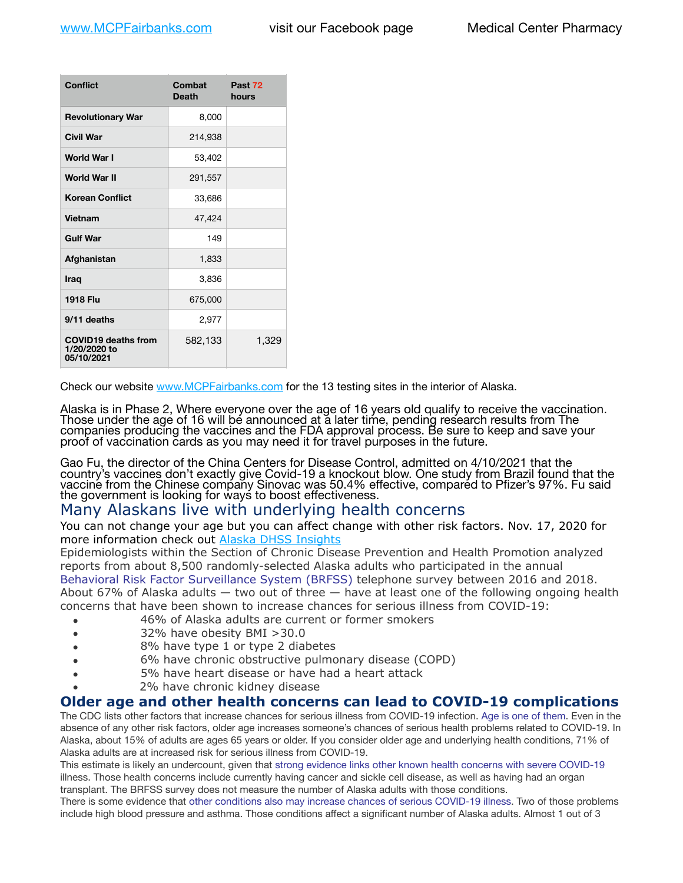| Conflict | Combat Death | Past 72 hours |
|---|---|---|
| **Revolutionary War** | 8,000 | |
| **Civil War** | 214,938 | |
| **World War I** | 53,402 | |
| **World War II** | 291,557 | |
| **Korean Conflict** | 33,686 | |
| **Vietnam** | 47,424 | |
| **Gulf War** | 149 | |
| **Afghanistan** | 1,833 | |
| **Iraq** | 3,836 | |
| **1918 Flu** | 675,000 | |
| **9/11 deaths** | 2,977 | |
| **COVID19 deaths from 1/20/2020 to 05/10/2021** | 582,133 | 1,329 |

Check our website www.MCPFairbanks.com for the 13 testing sites in the interior of Alaska.

Alaska is in Phase 2, Where everyone over the age of 16 years old qualify to receive the vaccination. Those under the age of 16 will be announced at a later time, pending research results from The companies producing the vaccines and the FDA approval process. Be sure to keep and save your proof of vaccination cards as you may need it for travel purposes in the future.

Gao Fu, the director of the China Centers for Disease Control, admitted on 4/10/2021 that the country's vaccines don't exactly give Covid-19 a knockout blow. One study from Brazil found that the vaccine from the Chinese company Sinovac was 50.4% effective, compared to Pfizer's 97%. Fu said the government is looking for ways to boost effectiveness.

## Many Alaskans live with underlying health concerns

You can not change your age but you can affect change with other risk factors. Nov. 17, 2020 for more information check out Alaska DHSS Insights

Epidemiologists within the Section of Chronic Disease Prevention and Health Promotion analyzed reports from about 8,500 randomly-selected Alaska adults who participated in the annual Behavioral Risk Factor Surveillance System (BRFSS) telephone survey between 2016 and 2018. About 67% of Alaska adults — two out of three — have at least one of the following ongoing health concerns that have been shown to increase chances for serious illness from COVID-19:

- 46% of Alaska adults are current or former smokers
- 32% have obesity BMI >30.0
- 8% have type 1 or type 2 diabetes
- 6% have chronic obstructive pulmonary disease (COPD)
- 5% have heart disease or have had a heart attack
- 2% have chronic kidney disease

## Older age and other health concerns can lead to COVID-19 complications

The CDC lists other factors that increase chances for serious illness from COVID-19 infection. Age is one of them. Even in the absence of any other risk factors, older age increases someone's chances of serious health problems related to COVID-19. In Alaska, about 15% of adults are ages 65 years or older. If you consider older age and underlying health conditions, 71% of Alaska adults are at increased risk for serious illness from COVID-19.

This estimate is likely an undercount, given that strong evidence links other known health concerns with severe COVID-19 illness. Those health concerns include currently having cancer and sickle cell disease, as well as having had an organ transplant. The BRFSS survey does not measure the number of Alaska adults with those conditions.

There is some evidence that other conditions also may increase chances of serious COVID-19 illness. Two of those problems include high blood pressure and asthma. Those conditions affect a significant number of Alaska adults. Almost 1 out of 3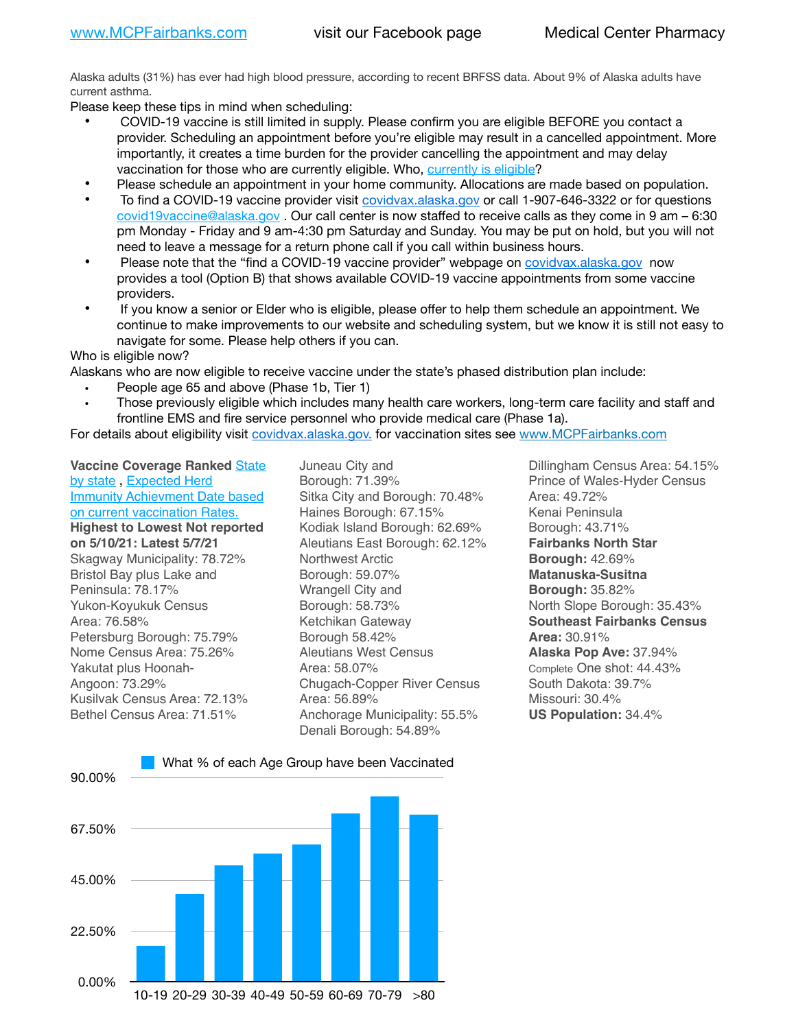Alaska adults (31%) has ever had high blood pressure, according to recent BRFSS data. About 9% of Alaska adults have current asthma.

Please keep these tips in mind when scheduling:

- COVID-19 vaccine is still limited in supply. Please confirm you are eligible BEFORE you contact a provider. Scheduling an appointment before you're eligible may result in a cancelled appointment. More importantly, it creates a time burden for the provider cancelling the appointment and may delay vaccination for those who are currently eligible. Who, currently is eligible?
- Please schedule an appointment in your home community. Allocations are made based on population.
- To find a COVID-19 vaccine provider visit covidvax.alaska.gov or call 1-907-646-3322 or for questions covid19vaccine@alaska.gov . Our call center is now staffed to receive calls as they come in 9 am – 6:30 pm Monday - Friday and 9 am-4:30 pm Saturday and Sunday. You may be put on hold, but you will not need to leave a message for a return phone call if you call within business hours.
- Please note that the "find a COVID-19 vaccine provider" webpage on covidvax.alaska.gov now provides a tool (Option B) that shows available COVID-19 vaccine appointments from some vaccine providers.
- If you know a senior or Elder who is eligible, please offer to help them schedule an appointment. We continue to make improvements to our website and scheduling system, but we know it is still not easy to navigate for some. Please help others if you can.

Who is eligible now?

Alaskans who are now eligible to receive vaccine under the state's phased distribution plan include:

- People age 65 and above (Phase 1b, Tier 1)
- Those previously eligible which includes many health care workers, long-term care facility and staff and frontline EMS and fire service personnel who provide medical care (Phase 1a).

For details about eligibility visit covidvax.alaska.gov. for vaccination sites see www.MCPFairbanks.com

**Vaccine Coverage Ranked** State by state **,** Expected Herd Immunity Achievment Date based on current vaccination Rates.
**Highest to Lowest Not reported on 5/10/21: Latest 5/7/21**

Skagway Municipality: 78.72%
Bristol Bay plus Lake and Peninsula: 78.17%
Yukon-Koyukuk Census Area: 76.58%
Petersburg Borough: 75.79%
Nome Census Area: 75.26%
Yakutat plus Hoonah-Angoon: 73.29%
Kusilvak Census Area: 72.13%
Bethel Census Area: 71.51%
Juneau City and Borough: 71.39%
Sitka City and Borough: 70.48%
Haines Borough: 67.15%
Kodiak Island Borough: 62.69%
Aleutians East Borough: 62.12%
Northwest Arctic Borough: 59.07%
Wrangell City and Borough: 58.73%
Ketchikan Gateway Borough 58.42%
Aleutians West Census Area: 58.07%
Chugach-Copper River Census Area: 56.89%
Anchorage Municipality: 55.5%
Denali Borough: 54.89%
Dillingham Census Area: 54.15%
Prince of Wales-Hyder Census Area: 49.72%
Kenai Peninsula Borough: 43.71%
**Fairbanks North Star Borough:** 42.69%
**Matanuska-Susitna Borough:** 35.82%
North Slope Borough: 35.43%
**Southeast Fairbanks Census Area:** 30.91%
**Alaska Pop Ave:** 37.94%
Complete One shot: 44.43%
South Dakota: 39.7%
Missouri: 30.4%
**US Population:** 34.4%

What % of each Age Group have been Vaccinated

90.00%
67.50%
45.00%
22.50%
0.00%

10-19 20-29 30-39 40-49 50-59 60-69 70-79 >80